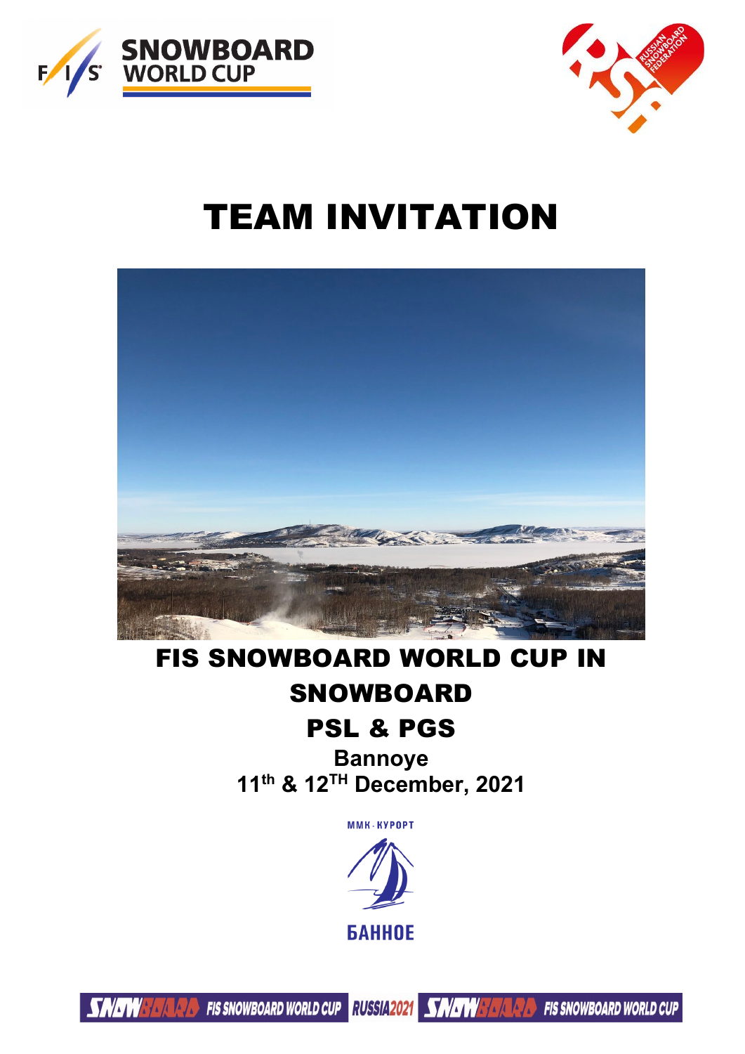# TEAM INVITATION

## FIS SNOWBOARD WORLD CUP IN SNOWBOARD

## PSL & PGS

**Bannoye**

**11th & 12TH December, 2021**

ММК-КУРОРТ

БАННОЕ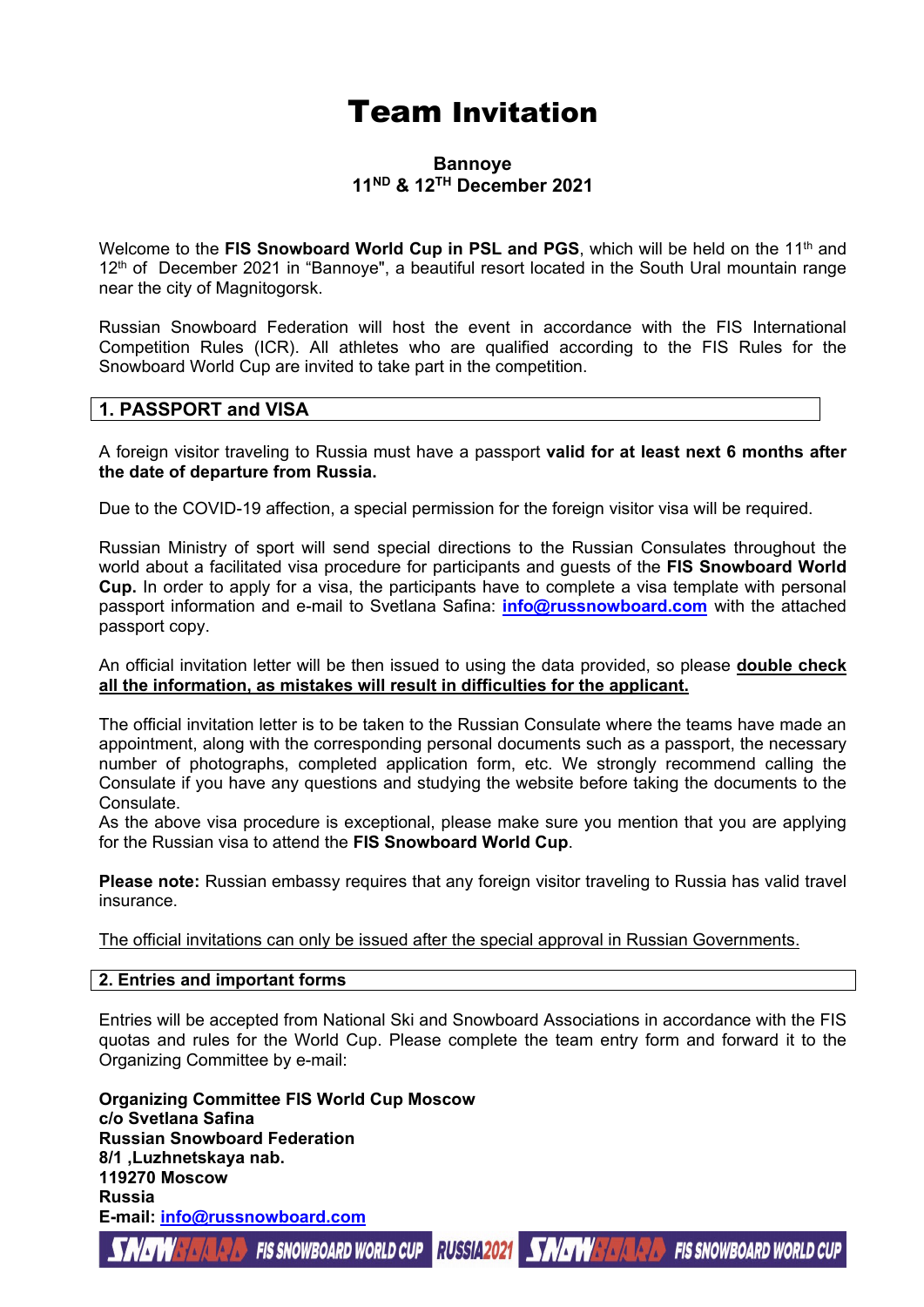# Team Invitation

**Bannoye**
**11ND & 12TH December 2021**

Welcome to the **FIS Snowboard World Cup in PSL and PGS**, which will be held on the 11th and 12th of December 2021 in "Bannoye", a beautiful resort located in the South Ural mountain range near the city of Magnitogorsk.

Russian Snowboard Federation will host the event in accordance with the FIS International Competition Rules (ICR). All athletes who are qualified according to the FIS Rules for the Snowboard World Cup are invited to take part in the competition.

## 1. PASSPORT and VISA

A foreign visitor traveling to Russia must have a passport **valid for at least next 6 months after the date of departure from Russia.**

Due to the COVID-19 affection, a special permission for the foreign visitor visa will be required.

Russian Ministry of sport will send special directions to the Russian Consulates throughout the world about a facilitated visa procedure for participants and guests of the **FIS Snowboard World Cup.** In order to apply for a visa, the participants have to complete a visa template with personal passport information and e-mail to Svetlana Safina: **info@russnowboard.com** with the attached passport copy.

An official invitation letter will be then issued to using the data provided, so please **double check all the information, as mistakes will result in difficulties for the applicant.**

The official invitation letter is to be taken to the Russian Consulate where the teams have made an appointment, along with the corresponding personal documents such as a passport, the necessary number of photographs, completed application form, etc. We strongly recommend calling the Consulate if you have any questions and studying the website before taking the documents to the Consulate.
As the above visa procedure is exceptional, please make sure you mention that you are applying for the Russian visa to attend the **FIS Snowboard World Cup**.

**Please note:** Russian embassy requires that any foreign visitor traveling to Russia has valid travel insurance.

The official invitations can only be issued after the special approval in Russian Governments.

## 2. Entries and important forms

Entries will be accepted from National Ski and Snowboard Associations in accordance with the FIS quotas and rules for the World Cup. Please complete the team entry form and forward it to the Organizing Committee by e-mail:

**Organizing Committee FIS World Cup Moscow**
**c/o Svetlana Safina**
**Russian Snowboard Federation**
**8/1 ,Luzhnetskaya nab.**
**119270 Moscow**
**Russia**
**E-mail: info@russnowboard.com**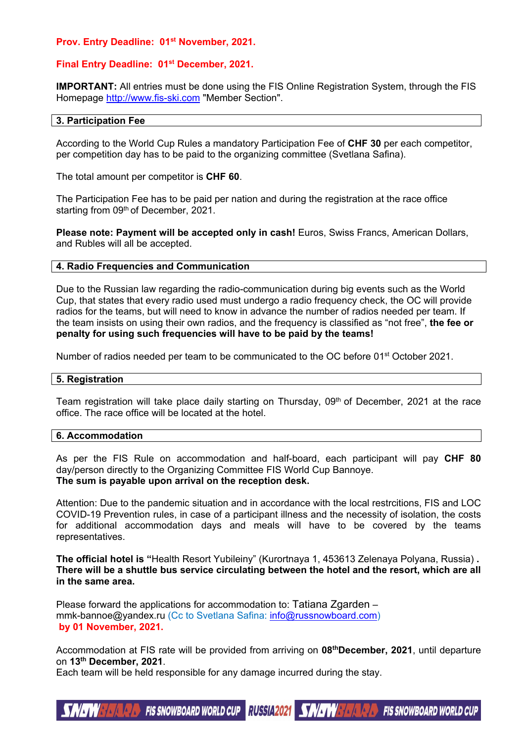**Prov. Entry Deadline: 01st November, 2021.**

**Final Entry Deadline: 01st December, 2021.**

**IMPORTANT:** All entries must be done using the FIS Online Registration System, through the FIS Homepage http://www.fis-ski.com "Member Section".

## 3. Participation Fee

According to the World Cup Rules a mandatory Participation Fee of **CHF 30** per each competitor, per competition day has to be paid to the organizing committee (Svetlana Safina).

The total amount per competitor is **CHF 60**.

The Participation Fee has to be paid per nation and during the registration at the race office starting from 09th of December, 2021.

**Please note: Payment will be accepted only in cash!** Euros, Swiss Francs, American Dollars, and Rubles will all be accepted.

## 4. Radio Frequencies and Communication

Due to the Russian law regarding the radio-communication during big events such as the World Cup, that states that every radio used must undergo a radio frequency check, the OC will provide radios for the teams, but will need to know in advance the number of radios needed per team. If the team insists on using their own radios, and the frequency is classified as "not free", **the fee or penalty for using such frequencies will have to be paid by the teams!**

Number of radios needed per team to be communicated to the OC before 01st October 2021.

## 5. Registration

Team registration will take place daily starting on Thursday, 09th of December, 2021 at the race office. The race office will be located at the hotel.

## 6. Accommodation

As per the FIS Rule on accommodation and half-board, each participant will pay **CHF 80** day/person directly to the Organizing Committee FIS World Cup Bannoye.
**The sum is payable upon arrival on the reception desk.**

Attention: Due to the pandemic situation and in accordance with the local restrcitions, FIS and LOC COVID-19 Prevention rules, in case of a participant illness and the necessity of isolation, the costs for additional accommodation days and meals will have to be covered by the teams representatives.

**The official hotel is "**Health Resort Yubileiny" (Kurortnaya 1, 453613 Zelenaya Polyana, Russia) **. There will be a shuttle bus service circulating between the hotel and the resort, which are all in the same area.**

Please forward the applications for accommodation to: Tatiana Zgarden – mmk-bannoe@yandex.ru (Cc to Svetlana Safina: info@russnowboard.com)
**by 01 November, 2021.**

Accommodation at FIS rate will be provided from arriving on **08thDecember, 2021**, until departure on **13th December, 2021**.
Each team will be held responsible for any damage incurred during the stay.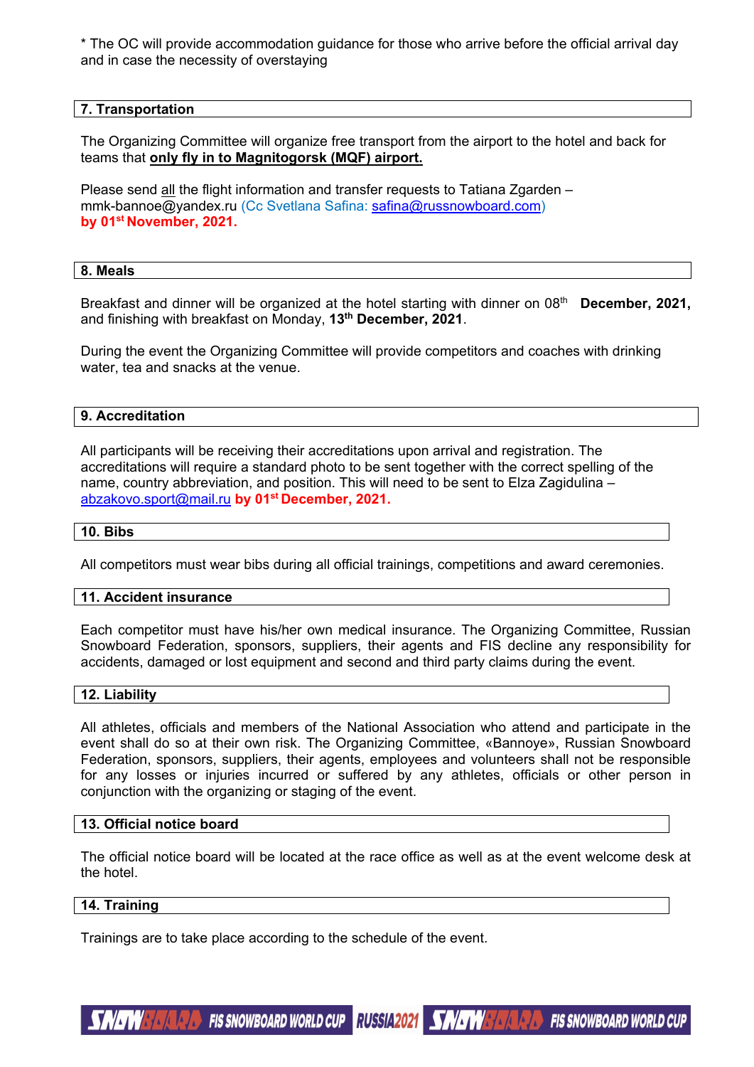* The OC will provide accommodation guidance for those who arrive before the official arrival day and in case the necessity of overstaying

## 7. Transportation

The Organizing Committee will organize free transport from the airport to the hotel and back for teams that **only fly in to Magnitogorsk (MQF) airport.**

Please send all the flight information and transfer requests to Tatiana Zgarden – mmk-bannoe@yandex.ru (Cc Svetlana Safina: safina@russnowboard.com) **by 01st November, 2021.**

## 8. Meals

Breakfast and dinner will be organized at the hotel starting with dinner on 08th **December, 2021,** and finishing with breakfast on Monday, **13th December, 2021**.

During the event the Organizing Committee will provide competitors and coaches with drinking water, tea and snacks at the venue.

## 9. Accreditation

All participants will be receiving their accreditations upon arrival and registration. The accreditations will require a standard photo to be sent together with the correct spelling of the name, country abbreviation, and position. This will need to be sent to Elza Zagidulina – abzakovo.sport@mail.ru **by 01st December, 2021.**

## 10. Bibs

All competitors must wear bibs during all official trainings, competitions and award ceremonies.

## 11. Accident insurance

Each competitor must have his/her own medical insurance. The Organizing Committee, Russian Snowboard Federation, sponsors, suppliers, their agents and FIS decline any responsibility for accidents, damaged or lost equipment and second and third party claims during the event.

## 12. Liability

All athletes, officials and members of the National Association who attend and participate in the event shall do so at their own risk. The Organizing Committee, «Bannoye», Russian Snowboard Federation, sponsors, suppliers, their agents, employees and volunteers shall not be responsible for any losses or injuries incurred or suffered by any athletes, officials or other person in conjunction with the organizing or staging of the event.

## 13. Official notice board

The official notice board will be located at the race office as well as at the event welcome desk at the hotel.

## 14. Training

Trainings are to take place according to the schedule of the event.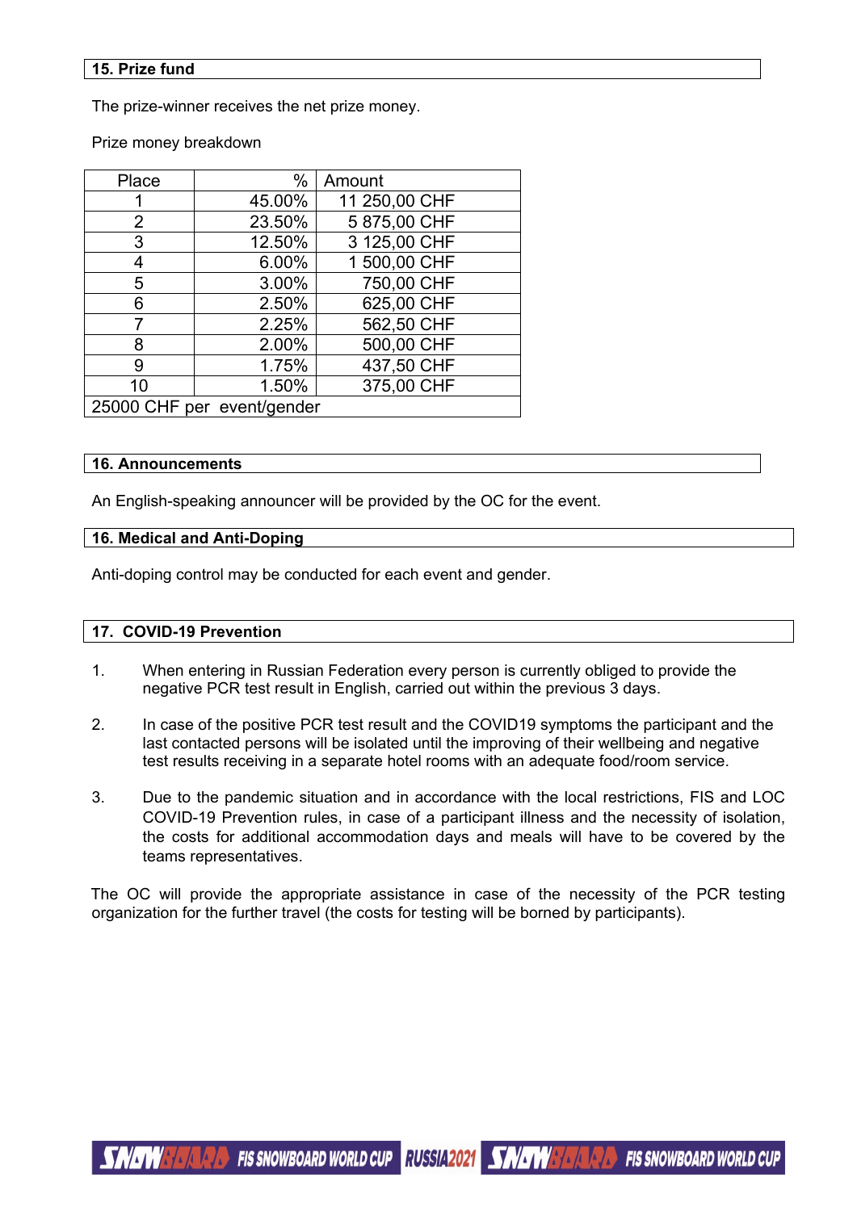## 15. Prize fund

The prize-winner receives the net prize money.

Prize money breakdown

| Place | % | Amount |
|---|---|---|
| 1 | 45.00% | 11 250,00 CHF |
| 2 | 23.50% | 5 875,00 CHF |
| 3 | 12.50% | 3 125,00 CHF |
| 4 | 6.00% | 1 500,00 CHF |
| 5 | 3.00% | 750,00 CHF |
| 6 | 2.50% | 625,00 CHF |
| 7 | 2.25% | 562,50 CHF |
| 8 | 2.00% | 500,00 CHF |
| 9 | 1.75% | 437,50 CHF |
| 10 | 1.50% | 375,00 CHF |
| 25000 CHF per event/gender | | |

## 16. Announcements

An English-speaking announcer will be provided by the OC for the event.

## 16. Medical and Anti-Doping

Anti-doping control may be conducted for each event and gender.

## 17. COVID-19 Prevention

1. When entering in Russian Federation every person is currently obliged to provide the negative PCR test result in English, carried out within the previous 3 days.

2. In case of the positive PCR test result and the COVID19 symptoms the participant and the last contacted persons will be isolated until the improving of their wellbeing and negative test results receiving in a separate hotel rooms with an adequate food/room service.

3. Due to the pandemic situation and in accordance with the local restrictions, FIS and LOC COVID-19 Prevention rules, in case of a participant illness and the necessity of isolation, the costs for additional accommodation days and meals will have to be covered by the teams representatives.

The OC will provide the appropriate assistance in case of the necessity of the PCR testing organization for the further travel (the costs for testing will be borned by participants).